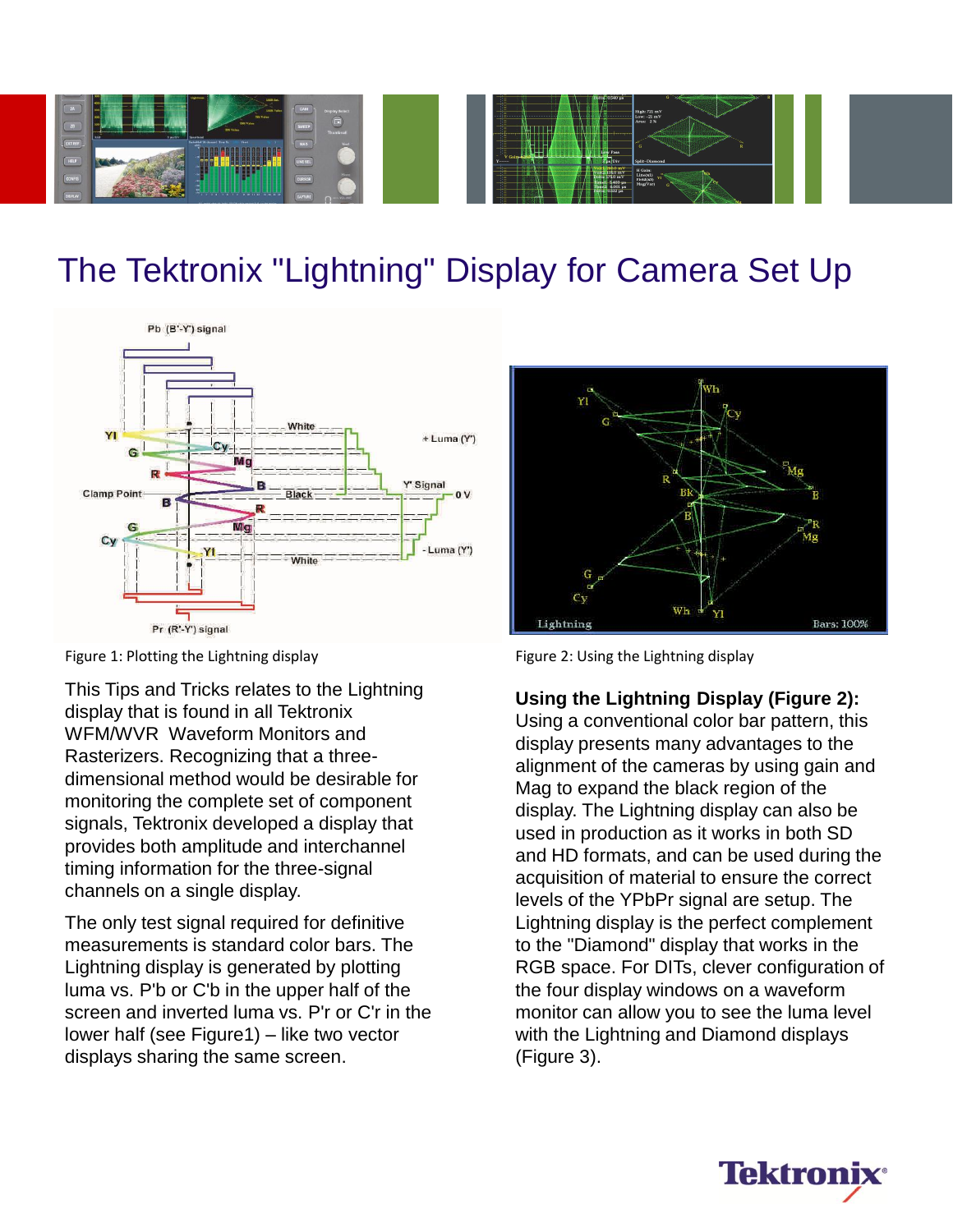# The Tektronix "Lightning" Display for Camera Set Up

Figure 1: Plotting the Lightning display

Figure 2: Using the Lightning display

This Tips and Tricks relates to the Lightning display that is found in all Tektronix WFM/WVR Waveform Monitors and Rasterizers. Recognizing that a three-dimensional method would be desirable for monitoring the complete set of component signals, Tektronix developed a display that provides both amplitude and interchannel timing information for the three-signal channels on a single display.

The only test signal required for definitive measurements is standard color bars. The Lightning display is generated by plotting luma vs. P'b or C'b in the upper half of the screen and inverted luma vs. P'r or C'r in the lower half (see Figure1) – like two vector displays sharing the same screen.

**Using the Lightning Display (Figure 2):**
Using a conventional color bar pattern, this display presents many advantages to the alignment of the cameras by using gain and Mag to expand the black region of the display. The Lightning display can also be used in production as it works in both SD and HD formats, and can be used during the acquisition of material to ensure the correct levels of the YPbPr signal are setup. The Lightning display is the perfect complement to the "Diamond" display that works in the RGB space. For DITs, clever configuration of the four display windows on a waveform monitor can allow you to see the luma level with the Lightning and Diamond displays (Figure 3).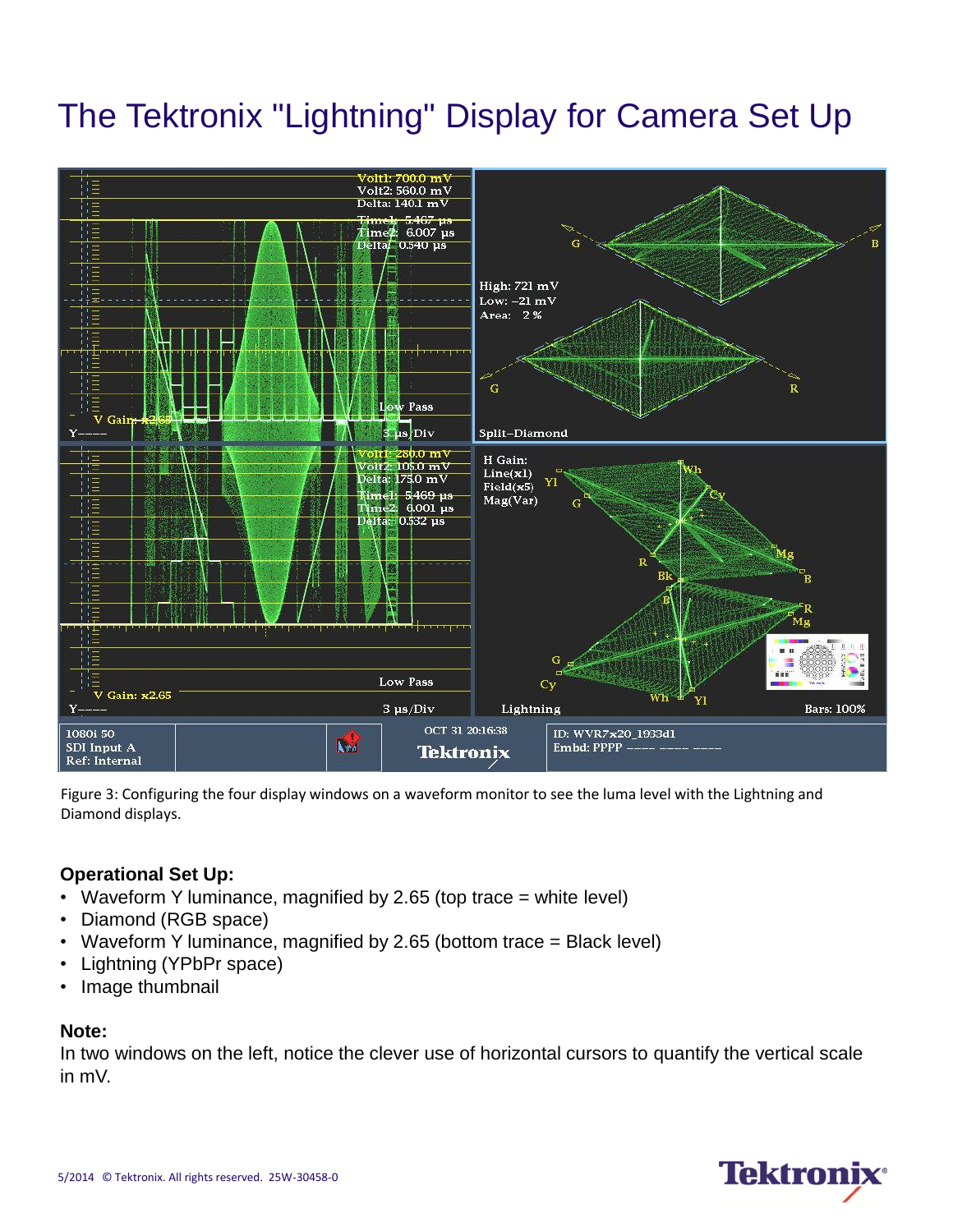# The Tektronix "Lightning" Display for Camera Set Up

Volt1: 700.0 mV
Volt2: 560.0 mV
Delta: 140.1 mV
Time1: 5.467 µs
Time2: 6.007 µs
Delta: 0.540 µs
Low Pass
V Gain: x2.65
Y----
3 µs/Div

High: 721 mV
Low: –21 mV
Area: 2 %
G
B
G
R
Split–Diamond

Volt1: 280.0 mV
Volt2: 105.0 mV
Delta: 175.0 mV
Time1: 5.469 µs
Time2: 6.001 µs
Delta: 0.532 µs
Low Pass
V Gain: x2.65
Y----
3 µs/Div

H Gain:
Line(x1)
Field(x5)
Mag(Var)
Yl
Wh
G
Cy
Mg
R
B
Bk
B
R
Mg
G
Cy
Wh
Yl
Lightning
Bars: 100%

1080i 50
SDI Input A
Ref: Internal
OCT 31 20:16:38
Tektronix
ID: WVR7x20_1933d1
Embd: PPPP ---- ---- ----

Figure 3: Configuring the four display windows on a waveform monitor to see the luma level with the Lightning and Diamond displays.

**Operational Set Up:**

- Waveform Y luminance, magnified by 2.65 (top trace = white level)
- Diamond (RGB space)
- Waveform Y luminance, magnified by 2.65 (bottom trace = Black level)
- Lightning (YPbPr space)
- Image thumbnail

**Note:**

In two windows on the left, notice the clever use of horizontal cursors to quantify the vertical scale in mV.

5/2014 © Tektronix. All rights reserved. 25W-30458-0

Tektronix®